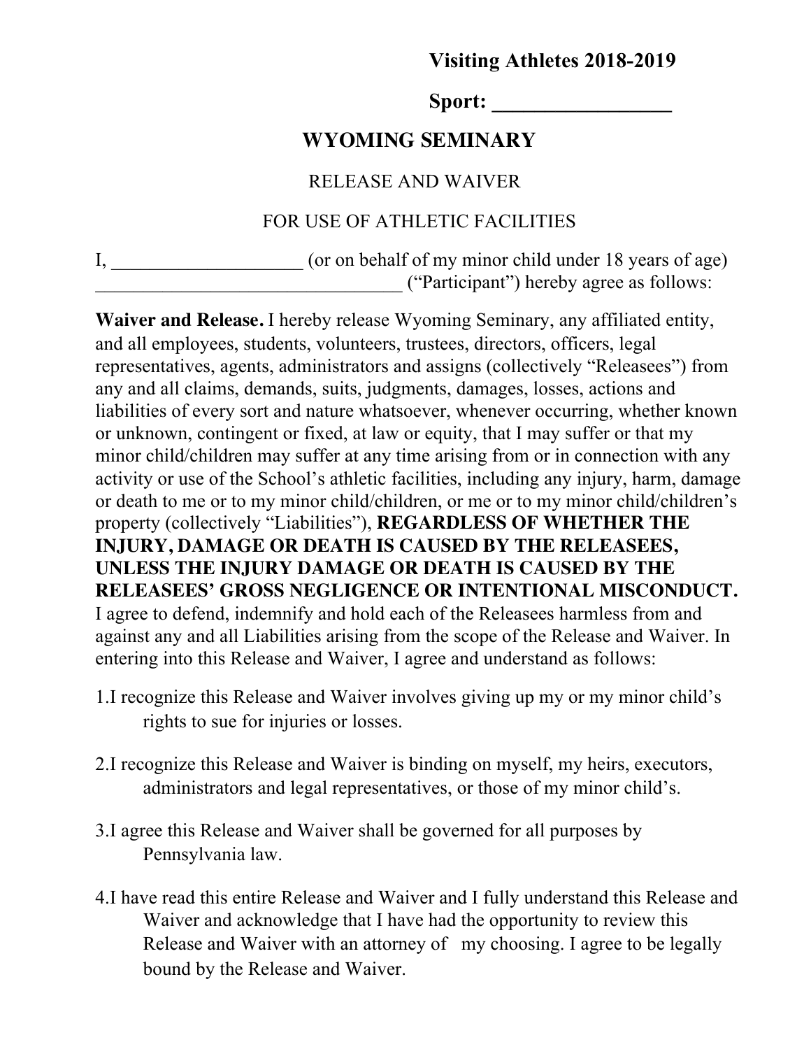**Visiting Athletes 2018-2019**

**Sport: _________________**

# WYOMING SEMINARY

RELEASE AND WAIVER

FOR USE OF ATHLETIC FACILITIES

I, ____________________ (or on behalf of my minor child under 18 years of age) ________________________________ ("Participant") hereby agree as follows:

**Waiver and Release.** I hereby release Wyoming Seminary, any affiliated entity, and all employees, students, volunteers, trustees, directors, officers, legal representatives, agents, administrators and assigns (collectively "Releasees") from any and all claims, demands, suits, judgments, damages, losses, actions and liabilities of every sort and nature whatsoever, whenever occurring, whether known or unknown, contingent or fixed, at law or equity, that I may suffer or that my minor child/children may suffer at any time arising from or in connection with any activity or use of the School's athletic facilities, including any injury, harm, damage or death to me or to my minor child/children, or me or to my minor child/children's property (collectively "Liabilities"), **REGARDLESS OF WHETHER THE INJURY, DAMAGE OR DEATH IS CAUSED BY THE RELEASEES, UNLESS THE INJURY DAMAGE OR DEATH IS CAUSED BY THE RELEASEES' GROSS NEGLIGENCE OR INTENTIONAL MISCONDUCT.** I agree to defend, indemnify and hold each of the Releasees harmless from and against any and all Liabilities arising from the scope of the Release and Waiver. In entering into this Release and Waiver, I agree and understand as follows:

1. I recognize this Release and Waiver involves giving up my or my minor child's rights to sue for injuries or losses.

2. I recognize this Release and Waiver is binding on myself, my heirs, executors, administrators and legal representatives, or those of my minor child's.

3. I agree this Release and Waiver shall be governed for all purposes by Pennsylvania law.

4. I have read this entire Release and Waiver and I fully understand this Release and Waiver and acknowledge that I have had the opportunity to review this Release and Waiver with an attorney of my choosing. I agree to be legally bound by the Release and Waiver.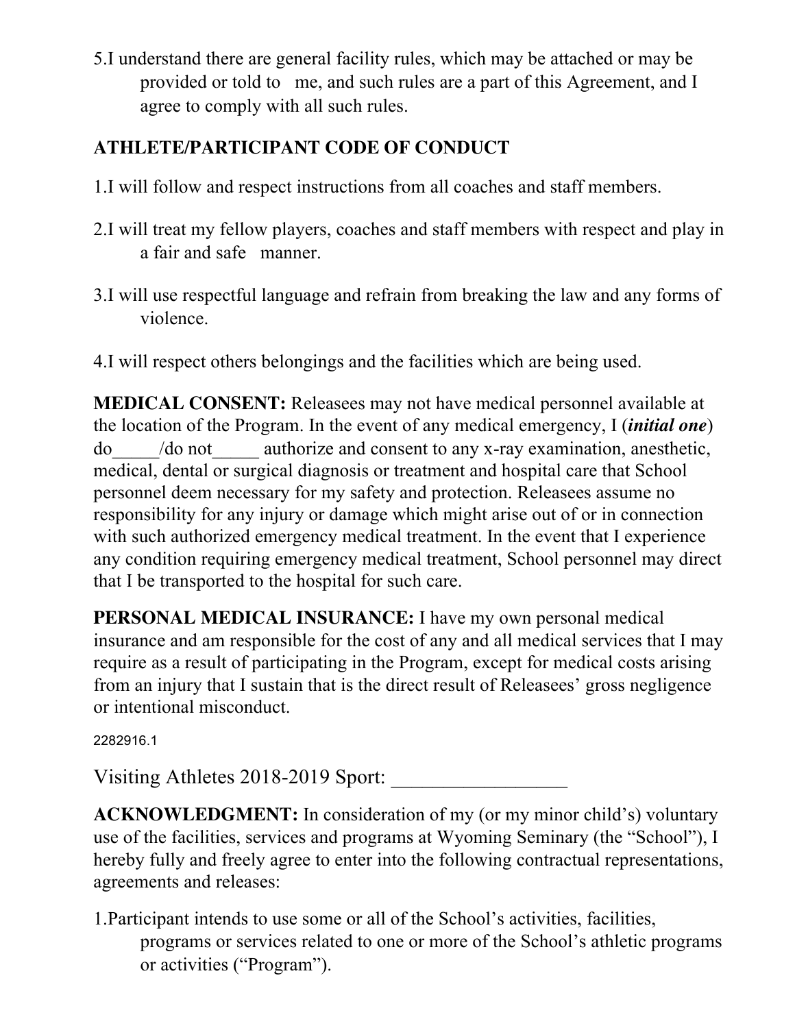5. I understand there are general facility rules, which may be attached or may be provided or told to me, and such rules are a part of this Agreement, and I agree to comply with all such rules.

**ATHLETE/PARTICIPANT CODE OF CONDUCT**

1. I will follow and respect instructions from all coaches and staff members.

2. I will treat my fellow players, coaches and staff members with respect and play in a fair and safe manner.

3. I will use respectful language and refrain from breaking the law and any forms of violence.

4. I will respect others belongings and the facilities which are being used.

**MEDICAL CONSENT:** Releasees may not have medical personnel available at the location of the Program. In the event of any medical emergency, I (***initial one***) do_____/do not_____ authorize and consent to any x-ray examination, anesthetic, medical, dental or surgical diagnosis or treatment and hospital care that School personnel deem necessary for my safety and protection. Releasees assume no responsibility for any injury or damage which might arise out of or in connection with such authorized emergency medical treatment. In the event that I experience any condition requiring emergency medical treatment, School personnel may direct that I be transported to the hospital for such care.

**PERSONAL MEDICAL INSURANCE:** I have my own personal medical insurance and am responsible for the cost of any and all medical services that I may require as a result of participating in the Program, except for medical costs arising from an injury that I sustain that is the direct result of Releasees' gross negligence or intentional misconduct.

2282916.1

Visiting Athletes 2018-2019 Sport: _________________

**ACKNOWLEDGMENT:** In consideration of my (or my minor child's) voluntary use of the facilities, services and programs at Wyoming Seminary (the "School"), I hereby fully and freely agree to enter into the following contractual representations, agreements and releases:

1. Participant intends to use some or all of the School's activities, facilities, programs or services related to one or more of the School's athletic programs or activities ("Program").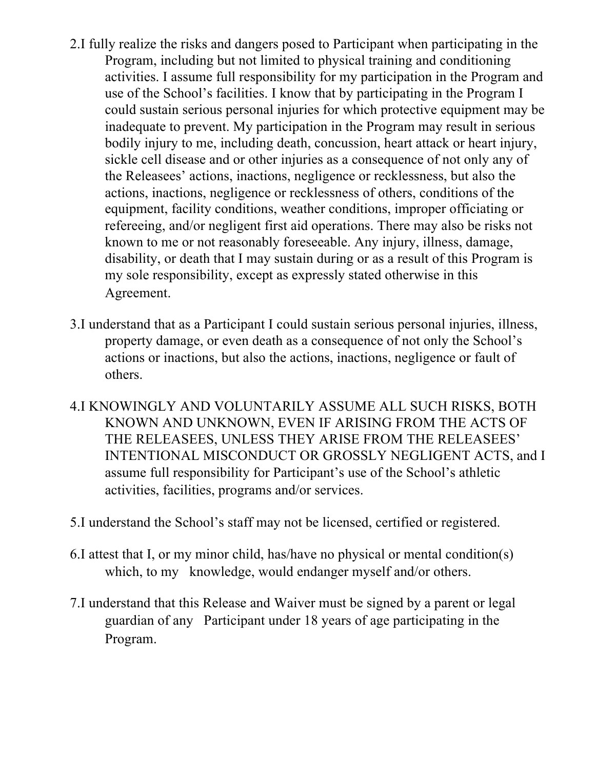2. I fully realize the risks and dangers posed to Participant when participating in the Program, including but not limited to physical training and conditioning activities. I assume full responsibility for my participation in the Program and use of the School's facilities. I know that by participating in the Program I could sustain serious personal injuries for which protective equipment may be inadequate to prevent. My participation in the Program may result in serious bodily injury to me, including death, concussion, heart attack or heart injury, sickle cell disease and or other injuries as a consequence of not only any of the Releasees' actions, inactions, negligence or recklessness, but also the actions, inactions, negligence or recklessness of others, conditions of the equipment, facility conditions, weather conditions, improper officiating or refereeing, and/or negligent first aid operations. There may also be risks not known to me or not reasonably foreseeable. Any injury, illness, damage, disability, or death that I may sustain during or as a result of this Program is my sole responsibility, except as expressly stated otherwise in this Agreement.

3. I understand that as a Participant I could sustain serious personal injuries, illness, property damage, or even death as a consequence of not only the School's actions or inactions, but also the actions, inactions, negligence or fault of others.

4. I KNOWINGLY AND VOLUNTARILY ASSUME ALL SUCH RISKS, BOTH KNOWN AND UNKNOWN, EVEN IF ARISING FROM THE ACTS OF THE RELEASEES, UNLESS THEY ARISE FROM THE RELEASEES' INTENTIONAL MISCONDUCT OR GROSSLY NEGLIGENT ACTS, and I assume full responsibility for Participant's use of the School's athletic activities, facilities, programs and/or services.

5. I understand the School's staff may not be licensed, certified or registered.

6. I attest that I, or my minor child, has/have no physical or mental condition(s) which, to my knowledge, would endanger myself and/or others.

7. I understand that this Release and Waiver must be signed by a parent or legal guardian of any Participant under 18 years of age participating in the Program.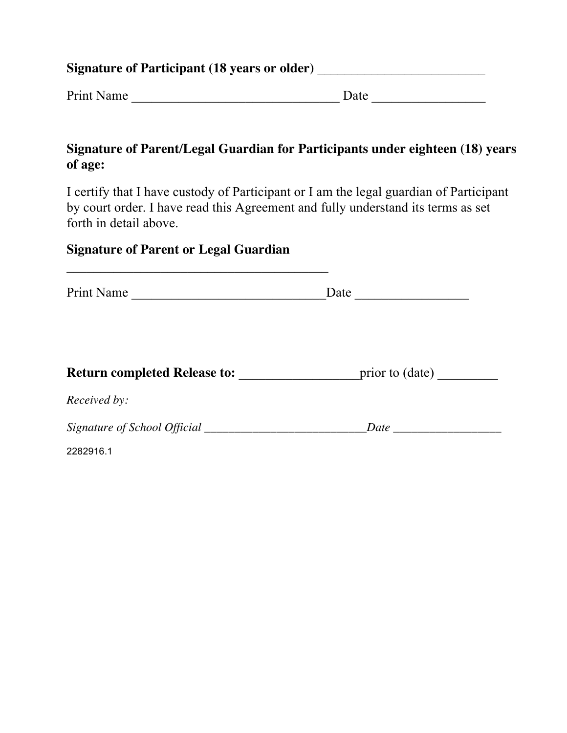**Signature of Participant (18 years or older)** _________________________

Print Name _______________________________ Date _________________

**Signature of Parent/Legal Guardian for Participants under eighteen (18) years of age:**

I certify that I have custody of Participant or I am the legal guardian of Participant by court order. I have read this Agreement and fully understand its terms as set forth in detail above.

**Signature of Parent or Legal Guardian**

________________________________________

Print Name _____________________________Date _________________

**Return completed Release to:** __________________prior to (date) _________

*Received by:*

*Signature of School Official* ___________________________*Date* _________________

2282916.1